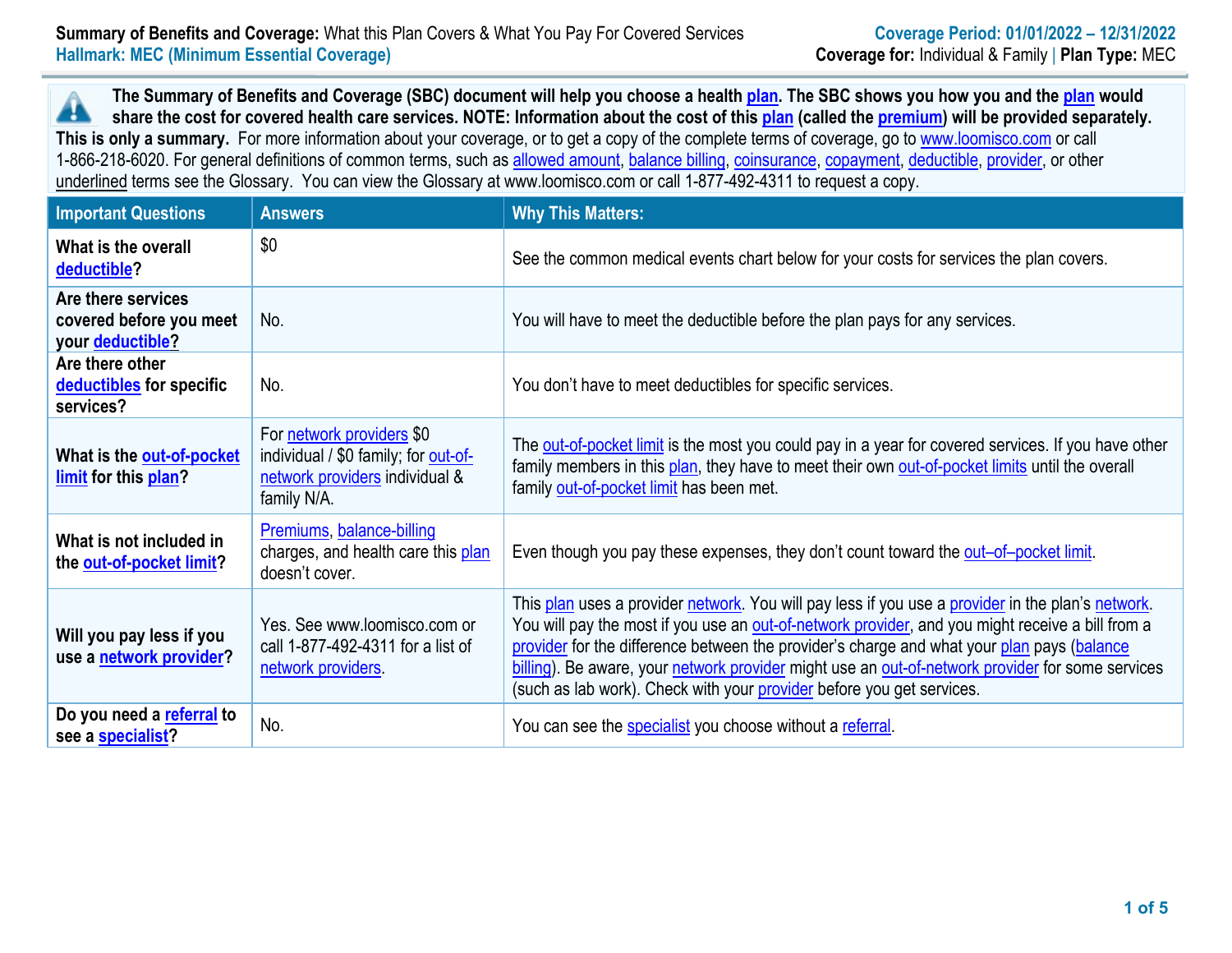**Summary of Benefits and Coverage:** What this Plan Covers & What You Pay For Covered Services
**Hallmark: MEC (Minimum Essential Coverage)**

**Coverage Period: 01/01/2022 – 12/31/2022**
**Coverage for:** Individual & Family | **Plan Type:** MEC

**The Summary of Benefits and Coverage (SBC) document will help you choose a health plan. The SBC shows you how you and the plan would share the cost for covered health care services. NOTE: Information about the cost of this plan (called the premium) will be provided separately. This is only a summary.** For more information about your coverage, or to get a copy of the complete terms of coverage, go to www.loomisco.com or call 1-866-218-6020. For general definitions of common terms, such as allowed amount, balance billing, coinsurance, copayment, deductible, provider, or other underlined terms see the Glossary. You can view the Glossary at www.loomisco.com or call 1-877-492-4311 to request a copy.

| Important Questions | Answers | Why This Matters: |
|---|---|---|
| **What is the overall deductible?** | $0 | See the common medical events chart below for your costs for services the plan covers. |
| **Are there services covered before you meet your deductible?** | No. | You will have to meet the deductible before the plan pays for any services. |
| **Are there other deductibles for specific services?** | No. | You don't have to meet deductibles for specific services. |
| **What is the out-of-pocket limit for this plan?** | For network providers $0 individual / $0 family; for out-of-network providers individual & family N/A. | The out-of-pocket limit is the most you could pay in a year for covered services. If you have other family members in this plan, they have to meet their own out-of-pocket limits until the overall family out-of-pocket limit has been met. |
| **What is not included in the out-of-pocket limit?** | Premiums, balance-billing charges, and health care this plan doesn't cover. | Even though you pay these expenses, they don't count toward the out–of–pocket limit. |
| **Will you pay less if you use a network provider?** | Yes. See www.loomisco.com or call 1-877-492-4311 for a list of network providers. | This plan uses a provider network. You will pay less if you use a provider in the plan's network. You will pay the most if you use an out-of-network provider, and you might receive a bill from a provider for the difference between the provider's charge and what your plan pays (balance billing). Be aware, your network provider might use an out-of-network provider for some services (such as lab work). Check with your provider before you get services. |
| **Do you need a referral to see a specialist?** | No. | You can see the specialist you choose without a referral. |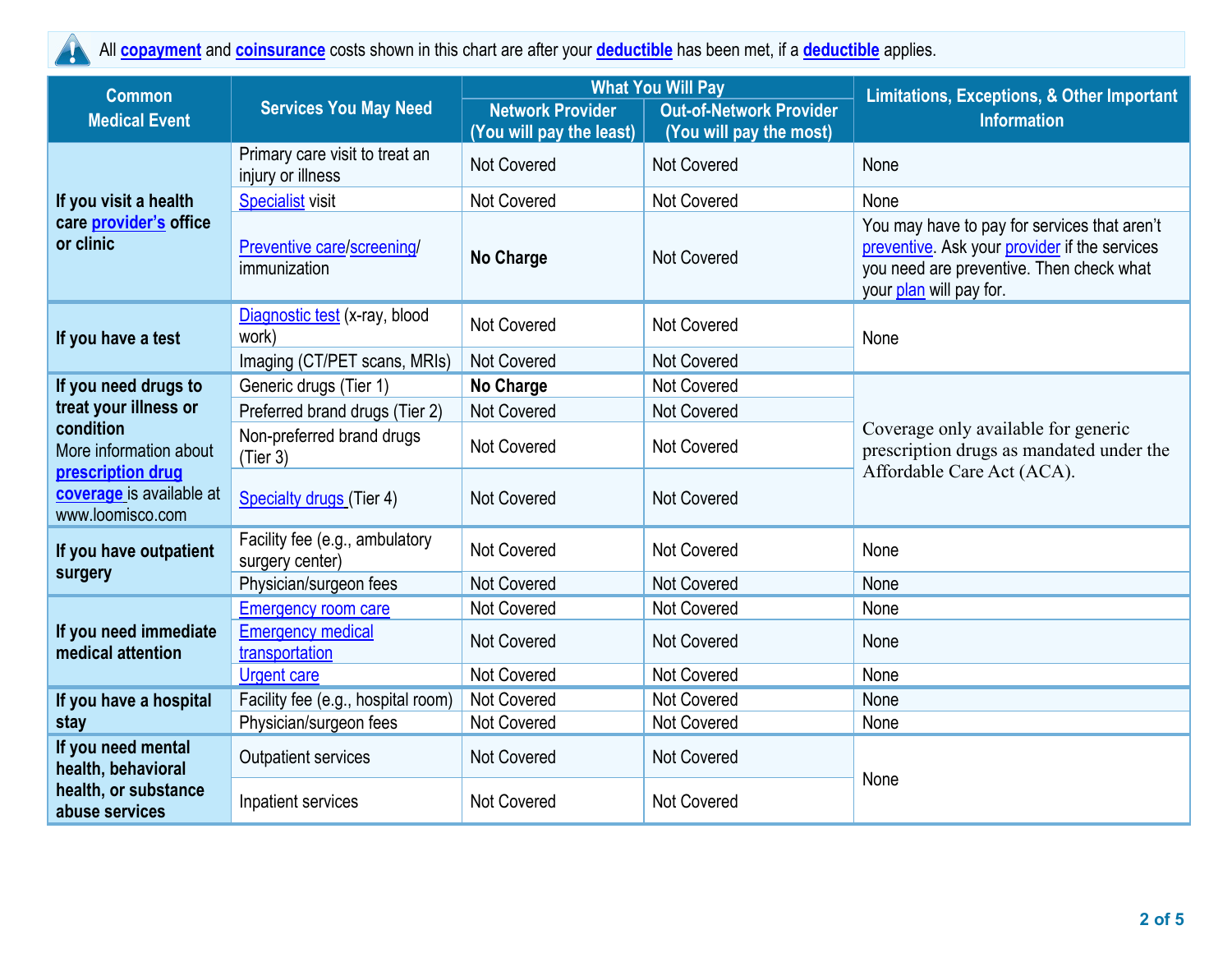All **copayment** and **coinsurance** costs shown in this chart are after your **deductible** has been met, if a **deductible** applies.

| Common Medical Event | Services You May Need | What You Will Pay | | Limitations, Exceptions, & Other Important Information |
|---|---|---|---|---|
| | | Network Provider (You will pay the least) | Out-of-Network Provider (You will pay the most) | |
| **If you visit a health care provider's office or clinic** | Primary care visit to treat an injury or illness | Not Covered | Not Covered | None |
| | Specialist visit | Not Covered | Not Covered | None |
| | Preventive care/screening/ immunization | **No Charge** | Not Covered | You may have to pay for services that aren't preventive. Ask your provider if the services you need are preventive. Then check what your plan will pay for. |
| **If you have a test** | Diagnostic test (x-ray, blood work) | Not Covered | Not Covered | None |
| | Imaging (CT/PET scans, MRIs) | Not Covered | Not Covered | |
| **If you need drugs to treat your illness or condition** More information about **prescription drug coverage** is available at www.loomisco.com | Generic drugs (Tier 1) | **No Charge** | Not Covered | Coverage only available for generic prescription drugs as mandated under the Affordable Care Act (ACA). |
| | Preferred brand drugs (Tier 2) | Not Covered | Not Covered | |
| | Non-preferred brand drugs (Tier 3) | Not Covered | Not Covered | |
| | Specialty drugs (Tier 4) | Not Covered | Not Covered | |
| **If you have outpatient surgery** | Facility fee (e.g., ambulatory surgery center) | Not Covered | Not Covered | None |
| | Physician/surgeon fees | Not Covered | Not Covered | None |
| **If you need immediate medical attention** | Emergency room care | Not Covered | Not Covered | None |
| | Emergency medical transportation | Not Covered | Not Covered | None |
| | Urgent care | Not Covered | Not Covered | None |
| **If you have a hospital stay** | Facility fee (e.g., hospital room) | Not Covered | Not Covered | None |
| | Physician/surgeon fees | Not Covered | Not Covered | None |
| **If you need mental health, behavioral health, or substance abuse services** | Outpatient services | Not Covered | Not Covered | None |
| | Inpatient services | Not Covered | Not Covered | |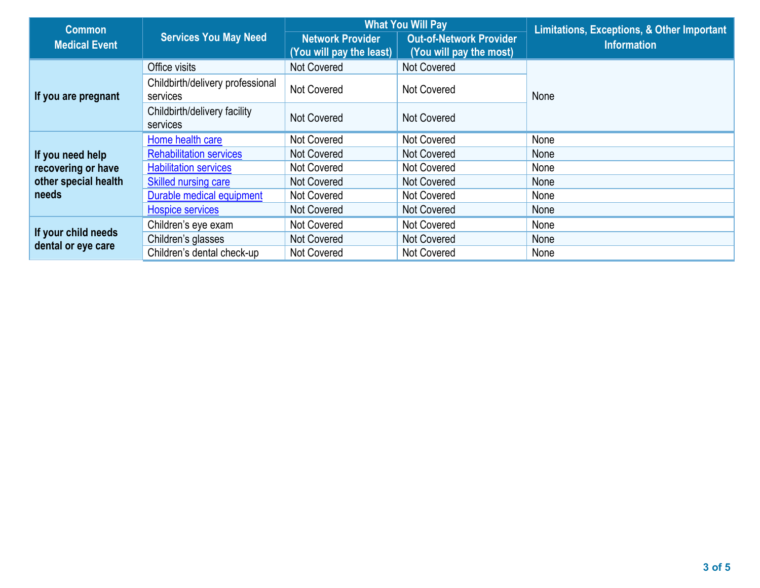| Common Medical Event | Services You May Need | What You Will Pay | | Limitations, Exceptions, & Other Important Information |
|---|---|---|---|---|
| | | Network Provider (You will pay the least) | Out-of-Network Provider (You will pay the most) | |
| If you are pregnant | Office visits | Not Covered | Not Covered | None |
| | Childbirth/delivery professional services | Not Covered | Not Covered | |
| | Childbirth/delivery facility services | Not Covered | Not Covered | |
| If you need help recovering or have other special health needs | Home health care | Not Covered | Not Covered | None |
| | Rehabilitation services | Not Covered | Not Covered | None |
| | Habilitation services | Not Covered | Not Covered | None |
| | Skilled nursing care | Not Covered | Not Covered | None |
| | Durable medical equipment | Not Covered | Not Covered | None |
| | Hospice services | Not Covered | Not Covered | None |
| If your child needs dental or eye care | Children's eye exam | Not Covered | Not Covered | None |
| | Children's glasses | Not Covered | Not Covered | None |
| | Children's dental check-up | Not Covered | Not Covered | None |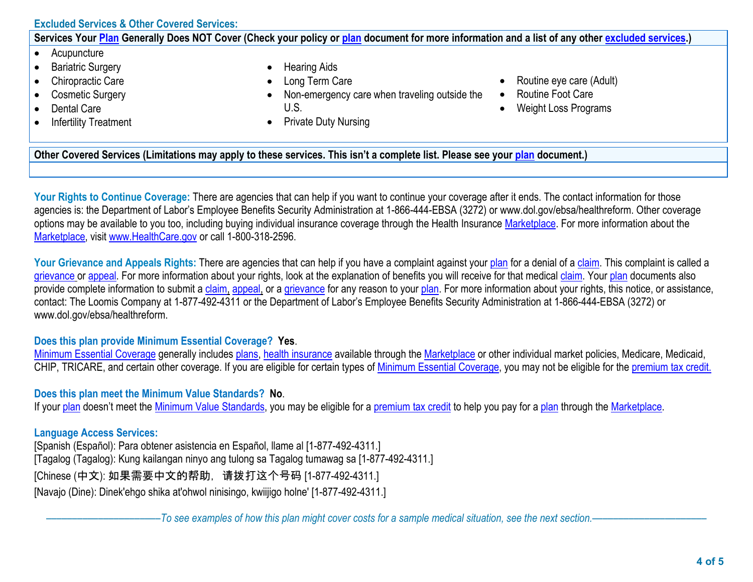**Excluded Services & Other Covered Services:**

| Services Your Plan Generally Does NOT Cover (Check your policy or plan document for more information and a list of any other excluded services.) | | |
|---|---|---|
| • Acupuncture<br>• Bariatric Surgery<br>• Chiropractic Care<br>• Cosmetic Surgery<br>• Dental Care<br>• Infertility Treatment | • Hearing Aids<br>• Long Term Care<br>• Non-emergency care when traveling outside the U.S.<br>• Private Duty Nursing | • Routine eye care (Adult)<br>• Routine Foot Care<br>• Weight Loss Programs |

| Other Covered Services (Limitations may apply to these services. This isn't a complete list. Please see your plan document.) |
|---|
| |

**Your Rights to Continue Coverage:** There are agencies that can help if you want to continue your coverage after it ends. The contact information for those agencies is: the Department of Labor's Employee Benefits Security Administration at 1-866-444-EBSA (3272) or www.dol.gov/ebsa/healthreform. Other coverage options may be available to you too, including buying individual insurance coverage through the Health Insurance Marketplace. For more information about the Marketplace, visit www.HealthCare.gov or call 1-800-318-2596.

**Your Grievance and Appeals Rights:** There are agencies that can help if you have a complaint against your plan for a denial of a claim. This complaint is called a grievance or appeal. For more information about your rights, look at the explanation of benefits you will receive for that medical claim. Your plan documents also provide complete information to submit a claim, appeal, or a grievance for any reason to your plan. For more information about your rights, this notice, or assistance, contact: The Loomis Company at 1-877-492-4311 or the Department of Labor's Employee Benefits Security Administration at 1-866-444-EBSA (3272) or www.dol.gov/ebsa/healthreform.

**Does this plan provide Minimum Essential Coverage? Yes.**

Minimum Essential Coverage generally includes plans, health insurance available through the Marketplace or other individual market policies, Medicare, Medicaid, CHIP, TRICARE, and certain other coverage. If you are eligible for certain types of Minimum Essential Coverage, you may not be eligible for the premium tax credit.

**Does this plan meet the Minimum Value Standards? No.**

If your plan doesn't meet the Minimum Value Standards, you may be eligible for a premium tax credit to help you pay for a plan through the Marketplace.

**Language Access Services:**

[Spanish (Español): Para obtener asistencia en Español, llame al [1-877-492-4311.]

[Tagalog (Tagalog): Kung kailangan ninyo ang tulong sa Tagalog tumawag sa [1-877-492-4311.]

[Chinese (中文): 如果需要中文的帮助，请拨打这个号码 [1-877-492-4311.]

[Navajo (Dine): Dinek'ehgo shika at'ohwol ninisingo, kwiijigo holne' [1-877-492-4311.]

*——————————To see examples of how this plan might cover costs for a sample medical situation, see the next section.——————————*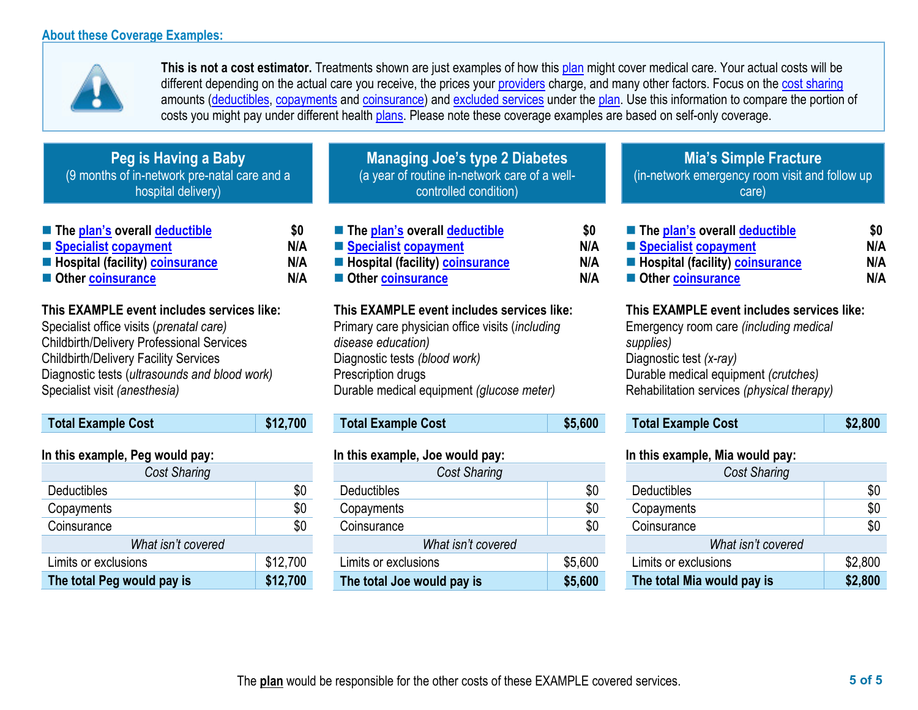## About these Coverage Examples:

**This is not a cost estimator.** Treatments shown are just examples of how this plan might cover medical care. Your actual costs will be different depending on the actual care you receive, the prices your providers charge, and many other factors. Focus on the cost sharing amounts (deductibles, copayments and coinsurance) and excluded services under the plan. Use this information to compare the portion of costs you might pay under different health plans. Please note these coverage examples are based on self-only coverage.

### Peg is Having a Baby
(9 months of in-network pre-natal care and a hospital delivery)

- **The plan's overall deductible** — **$0**
- **Specialist copayment** — **N/A**
- **Hospital (facility) coinsurance** — **N/A**
- **Other coinsurance** — **N/A**

**This EXAMPLE event includes services like:**
Specialist office visits (*prenatal care)*
Childbirth/Delivery Professional Services
Childbirth/Delivery Facility Services
Diagnostic tests (*ultrasounds and blood work)*
Specialist visit *(anesthesia)*

| **Total Example Cost** | **$12,700** |
|---|---|

**In this example, Peg would pay:**

| *Cost Sharing* | |
|---|---|
| Deductibles | $0 |
| Copayments | $0 |
| Coinsurance | $0 |
| *What isn't covered* | |
| Limits or exclusions | $12,700 |
| **The total Peg would pay is** | **$12,700** |

### Managing Joe's type 2 Diabetes
(a year of routine in-network care of a well-controlled condition)

- **The plan's overall deductible** — **$0**
- **Specialist copayment** — **N/A**
- **Hospital (facility) coinsurance** — **N/A**
- **Other coinsurance** — **N/A**

**This EXAMPLE event includes services like:**
Primary care physician office visits (*including disease education)*
Diagnostic tests *(blood work)*
Prescription drugs
Durable medical equipment *(glucose meter)*

| **Total Example Cost** | **$5,600** |
|---|---|

**In this example, Joe would pay:**

| *Cost Sharing* | |
|---|---|
| Deductibles | $0 |
| Copayments | $0 |
| Coinsurance | $0 |
| *What isn't covered* | |
| Limits or exclusions | $5,600 |
| **The total Joe would pay is** | **$5,600** |

### Mia's Simple Fracture
(in-network emergency room visit and follow up care)

- **The plan's overall deductible** — **$0**
- **Specialist copayment** — **N/A**
- **Hospital (facility) coinsurance** — **N/A**
- **Other coinsurance** — **N/A**

**This EXAMPLE event includes services like:**
Emergency room care *(including medical supplies)*
Diagnostic test *(x-ray)*
Durable medical equipment *(crutches)*
Rehabilitation services *(physical therapy)*

| **Total Example Cost** | **$2,800** |
|---|---|

**In this example, Mia would pay:**

| *Cost Sharing* | |
|---|---|
| Deductibles | $0 |
| Copayments | $0 |
| Coinsurance | $0 |
| *What isn't covered* | |
| Limits or exclusions | $2,800 |
| **The total Mia would pay is** | **$2,800** |

The **plan** would be responsible for the other costs of these EXAMPLE covered services.